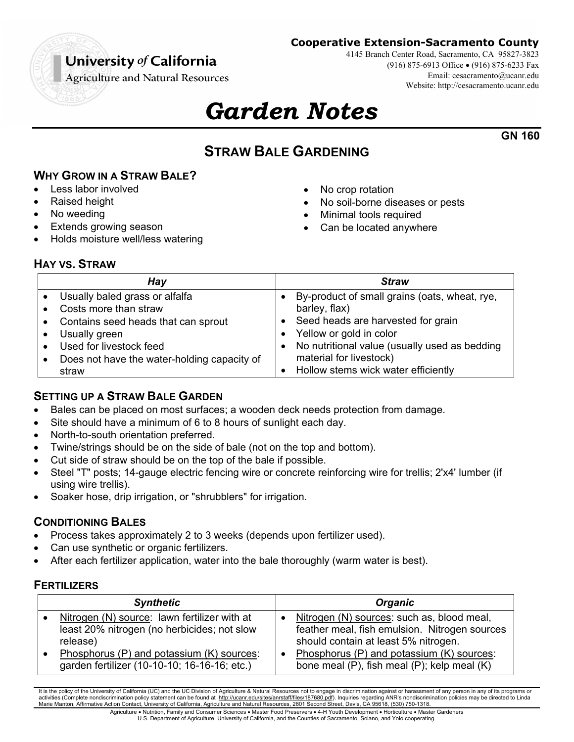**University of California**
Agriculture and Natural Resources

**Cooperative Extension-Sacramento County**
4145 Branch Center Road, Sacramento, CA 95827-3823
(916) 875-6913 Office • (916) 875-6233 Fax
Email: cesacramento@ucanr.edu
Website: http://cesacramento.ucanr.edu

# *Garden Notes*

**GN 160**

## STRAW BALE GARDENING

### WHY GROW IN A STRAW BALE?

- Less labor involved
- Raised height
- No weeding
- Extends growing season
- Holds moisture well/less watering
- No crop rotation
- No soil-borne diseases or pests
- Minimal tools required
- Can be located anywhere

### HAY VS. STRAW

| *Hay* | *Straw* |
|---|---|
| • Usually baled grass or alfalfa<br>• Costs more than straw<br>• Contains seed heads that can sprout<br>• Usually green<br>• Used for livestock feed<br>• Does not have the water-holding capacity of straw | • By-product of small grains (oats, wheat, rye, barley, flax)<br>• Seed heads are harvested for grain<br>• Yellow or gold in color<br>• No nutritional value (usually used as bedding material for livestock)<br>• Hollow stems wick water efficiently |

### SETTING UP A STRAW BALE GARDEN

- Bales can be placed on most surfaces; a wooden deck needs protection from damage.
- Site should have a minimum of 6 to 8 hours of sunlight each day.
- North-to-south orientation preferred.
- Twine/strings should be on the side of bale (not on the top and bottom).
- Cut side of straw should be on the top of the bale if possible.
- Steel "T" posts; 14-gauge electric fencing wire or concrete reinforcing wire for trellis; 2'x4' lumber (if using wire trellis).
- Soaker hose, drip irrigation, or "shrubblers" for irrigation.

### CONDITIONING BALES

- Process takes approximately 2 to 3 weeks (depends upon fertilizer used).
- Can use synthetic or organic fertilizers.
- After each fertilizer application, water into the bale thoroughly (warm water is best).

### FERTILIZERS

| *Synthetic* | *Organic* |
|---|---|
| • Nitrogen (N) source: lawn fertilizer with at least 20% nitrogen (no herbicides; not slow release)<br>• Phosphorus (P) and potassium (K) sources: garden fertilizer (10-10-10; 16-16-16; etc.) | • Nitrogen (N) sources: such as, blood meal, feather meal, fish emulsion. Nitrogen sources should contain at least 5% nitrogen.<br>• Phosphorus (P) and potassium (K) sources: bone meal (P), fish meal (P); kelp meal (K) |

It is the policy of the University of California (UC) and the UC Division of Agriculture & Natural Resources not to engage in discrimination against or harassment of any person in any of its programs or activities (Complete nondiscrimination policy statement can be found at http://ucanr.edu/sites/anrstaff/files/187680.pdf). Inquiries regarding ANR's nondiscrimination policies may be directed to Linda Marie Manton, Affirmative Action Contact, University of California, Agriculture and Natural Resources, 2801 Second Street, Davis, CA 95618, (530) 750-1318.

Agriculture • Nutrition, Family and Consumer Sciences • Master Food Preservers • 4-H Youth Development • Horticulture • Master Gardeners
U.S. Department of Agriculture, University of California, and the Counties of Sacramento, Solano, and Yolo cooperating.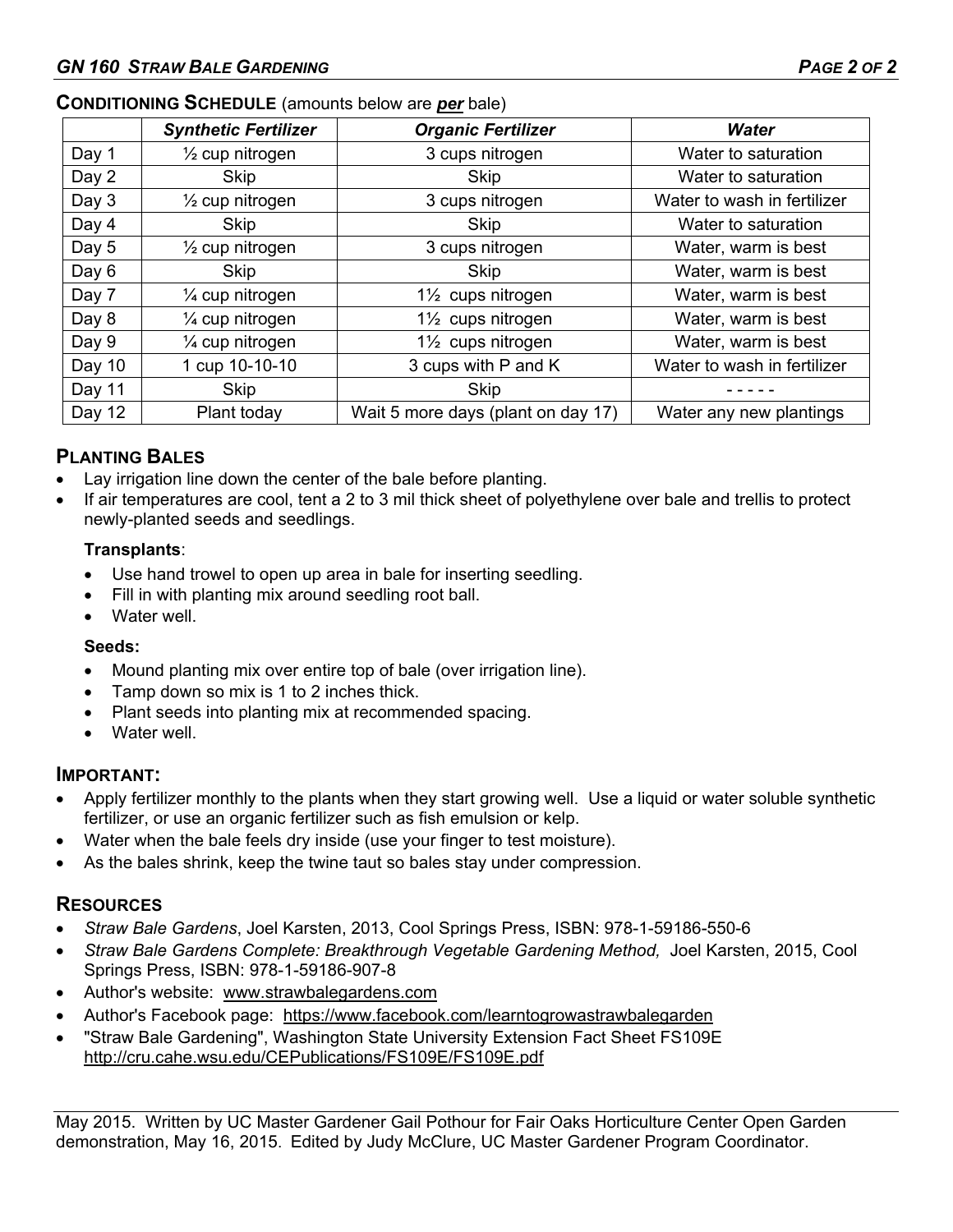## CONDITIONING SCHEDULE (amounts below are ***per*** bale)

| | *Synthetic Fertilizer* | *Organic Fertilizer* | *Water* |
|---|---|---|---|
| Day 1 | ½ cup nitrogen | 3 cups nitrogen | Water to saturation |
| Day 2 | Skip | Skip | Water to saturation |
| Day 3 | ½ cup nitrogen | 3 cups nitrogen | Water to wash in fertilizer |
| Day 4 | Skip | Skip | Water to saturation |
| Day 5 | ½ cup nitrogen | 3 cups nitrogen | Water, warm is best |
| Day 6 | Skip | Skip | Water, warm is best |
| Day 7 | ¼ cup nitrogen | 1½ cups nitrogen | Water, warm is best |
| Day 8 | ¼ cup nitrogen | 1½ cups nitrogen | Water, warm is best |
| Day 9 | ¼ cup nitrogen | 1½ cups nitrogen | Water, warm is best |
| Day 10 | 1 cup 10-10-10 | 3 cups with P and K | Water to wash in fertilizer |
| Day 11 | Skip | Skip | - - - - - |
| Day 12 | Plant today | Wait 5 more days (plant on day 17) | Water any new plantings |

## PLANTING BALES

- Lay irrigation line down the center of the bale before planting.
- If air temperatures are cool, tent a 2 to 3 mil thick sheet of polyethylene over bale and trellis to protect newly-planted seeds and seedlings.

**Transplants**:

- Use hand trowel to open up area in bale for inserting seedling.
- Fill in with planting mix around seedling root ball.
- Water well.

**Seeds:**

- Mound planting mix over entire top of bale (over irrigation line).
- Tamp down so mix is 1 to 2 inches thick.
- Plant seeds into planting mix at recommended spacing.
- Water well.

## IMPORTANT:

- Apply fertilizer monthly to the plants when they start growing well. Use a liquid or water soluble synthetic fertilizer, or use an organic fertilizer such as fish emulsion or kelp.
- Water when the bale feels dry inside (use your finger to test moisture).
- As the bales shrink, keep the twine taut so bales stay under compression.

## RESOURCES

- *Straw Bale Gardens*, Joel Karsten, 2013, Cool Springs Press, ISBN: 978-1-59186-550-6
- *Straw Bale Gardens Complete: Breakthrough Vegetable Gardening Method,* Joel Karsten, 2015, Cool Springs Press, ISBN: 978-1-59186-907-8
- Author's website: www.strawbalegardens.com
- Author's Facebook page: https://www.facebook.com/learntogrowastrawbalegarden
- "Straw Bale Gardening", Washington State University Extension Fact Sheet FS109E http://cru.cahe.wsu.edu/CEPublications/FS109E/FS109E.pdf

May 2015. Written by UC Master Gardener Gail Pothour for Fair Oaks Horticulture Center Open Garden demonstration, May 16, 2015. Edited by Judy McClure, UC Master Gardener Program Coordinator.